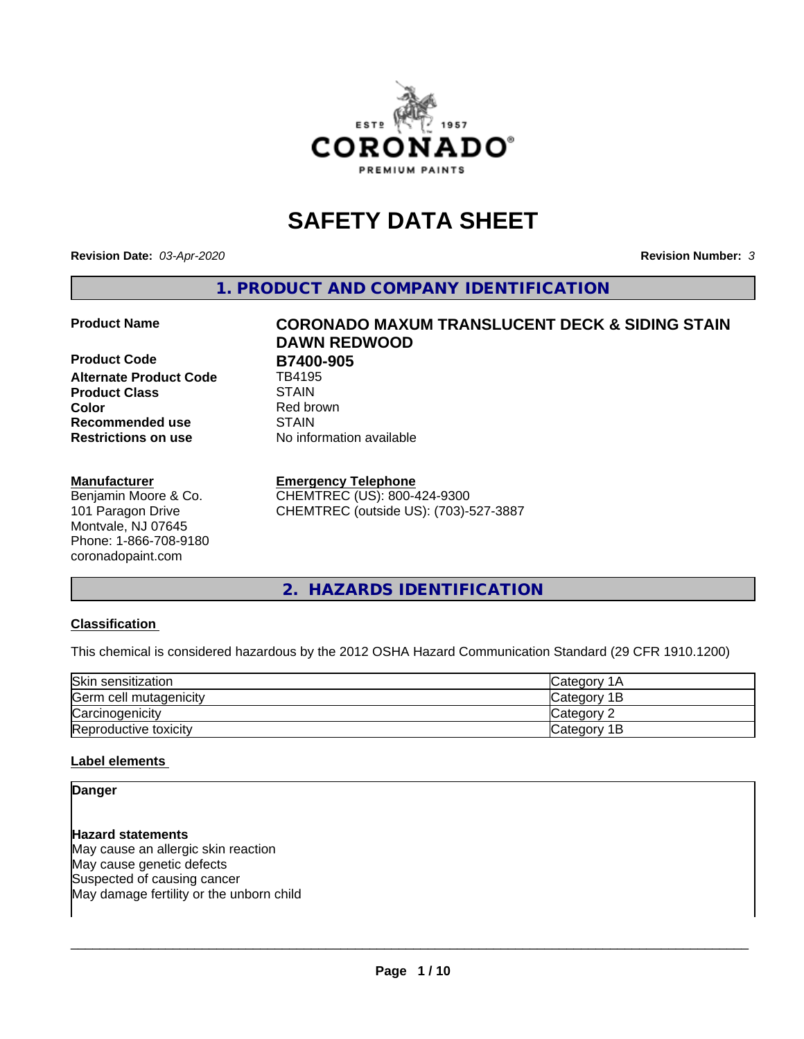# SAFETY DATA SHEET

**Revision Date:** *03-Apr-2020* **Revision Number:** *3*

## 1. PRODUCT AND COMPANY IDENTIFICATION

| | |
|---|---|
| **Product Name** | **CORONADO MAXUM TRANSLUCENT DECK & SIDING STAIN DAWN REDWOOD** |
| **Product Code** | **B7400-905** |
| **Alternate Product Code** | TB4195 |
| **Product Class** | STAIN |
| **Color** | Red brown |
| **Recommended use** | STAIN |
| **Restrictions on use** | No information available |

**Manufacturer**
Benjamin Moore & Co.
101 Paragon Drive
Montvale, NJ 07645
Phone: 1-866-708-9180
coronadopaint.com

**Emergency Telephone**
CHEMTREC (US): 800-424-9300
CHEMTREC (outside US): (703)-527-3887

## 2. HAZARDS IDENTIFICATION

### Classification

This chemical is considered hazardous by the 2012 OSHA Hazard Communication Standard (29 CFR 1910.1200)

| | |
|---|---|
| Skin sensitization | Category 1A |
| Germ cell mutagenicity | Category 1B |
| Carcinogenicity | Category 2 |
| Reproductive toxicity | Category 1B |

### Label elements

**Danger**

**Hazard statements**
May cause an allergic skin reaction
May cause genetic defects
Suspected of causing cancer
May damage fertility or the unborn child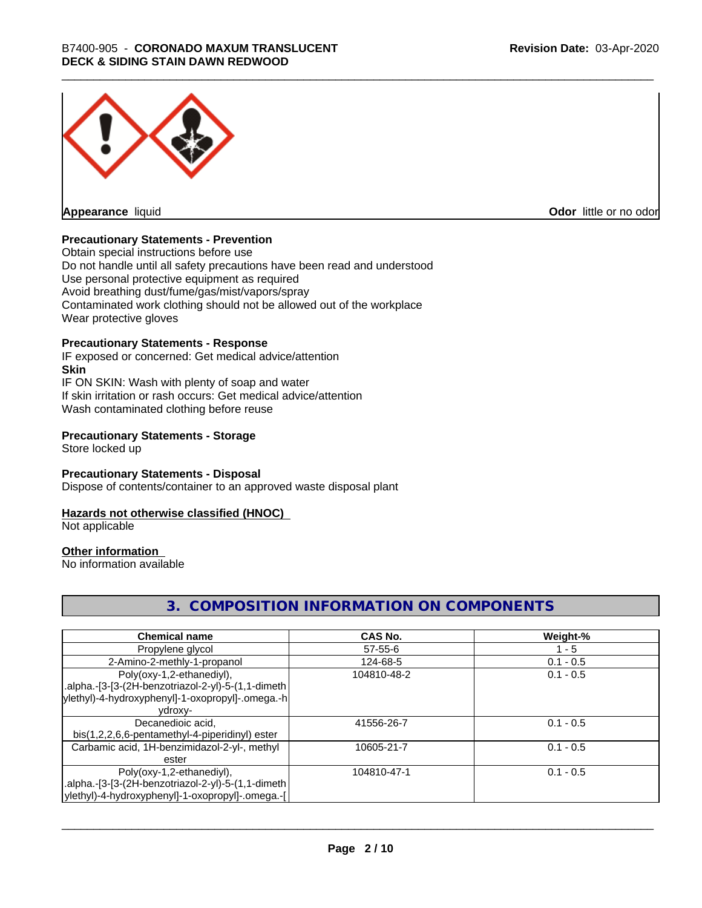**Appearance** liquid **Odor** little or no odor

**Precautionary Statements - Prevention**

Obtain special instructions before use
Do not handle until all safety precautions have been read and understood
Use personal protective equipment as required
Avoid breathing dust/fume/gas/mist/vapors/spray
Contaminated work clothing should not be allowed out of the workplace
Wear protective gloves

**Precautionary Statements - Response**

IF exposed or concerned: Get medical advice/attention

**Skin**

IF ON SKIN: Wash with plenty of soap and water
If skin irritation or rash occurs: Get medical advice/attention
Wash contaminated clothing before reuse

**Precautionary Statements - Storage**

Store locked up

**Precautionary Statements - Disposal**

Dispose of contents/container to an approved waste disposal plant

**Hazards not otherwise classified (HNOC)**

Not applicable

**Other information**

No information available

## 3. COMPOSITION INFORMATION ON COMPONENTS

| Chemical name | CAS No. | Weight-% |
|---|---|---|
| Propylene glycol | 57-55-6 | 1 - 5 |
| 2-Amino-2-methly-1-propanol | 124-68-5 | 0.1 - 0.5 |
| Poly(oxy-1,2-ethanediyl), .alpha.-[3-[3-(2H-benzotriazol-2-yl)-5-(1,1-dimethylethyl)-4-hydroxyphenyl]-1-oxopropyl]-.omega.-hydroxy- | 104810-48-2 | 0.1 - 0.5 |
| Decanedioic acid, bis(1,2,2,6,6-pentamethyl-4-piperidinyl) ester | 41556-26-7 | 0.1 - 0.5 |
| Carbamic acid, 1H-benzimidazol-2-yl-, methyl ester | 10605-21-7 | 0.1 - 0.5 |
| Poly(oxy-1,2-ethanediyl), .alpha.-[3-[3-(2H-benzotriazol-2-yl)-5-(1,1-dimethylethyl)-4-hydroxyphenyl]-1-oxopropyl]-.omega.-[ | 104810-47-1 | 0.1 - 0.5 |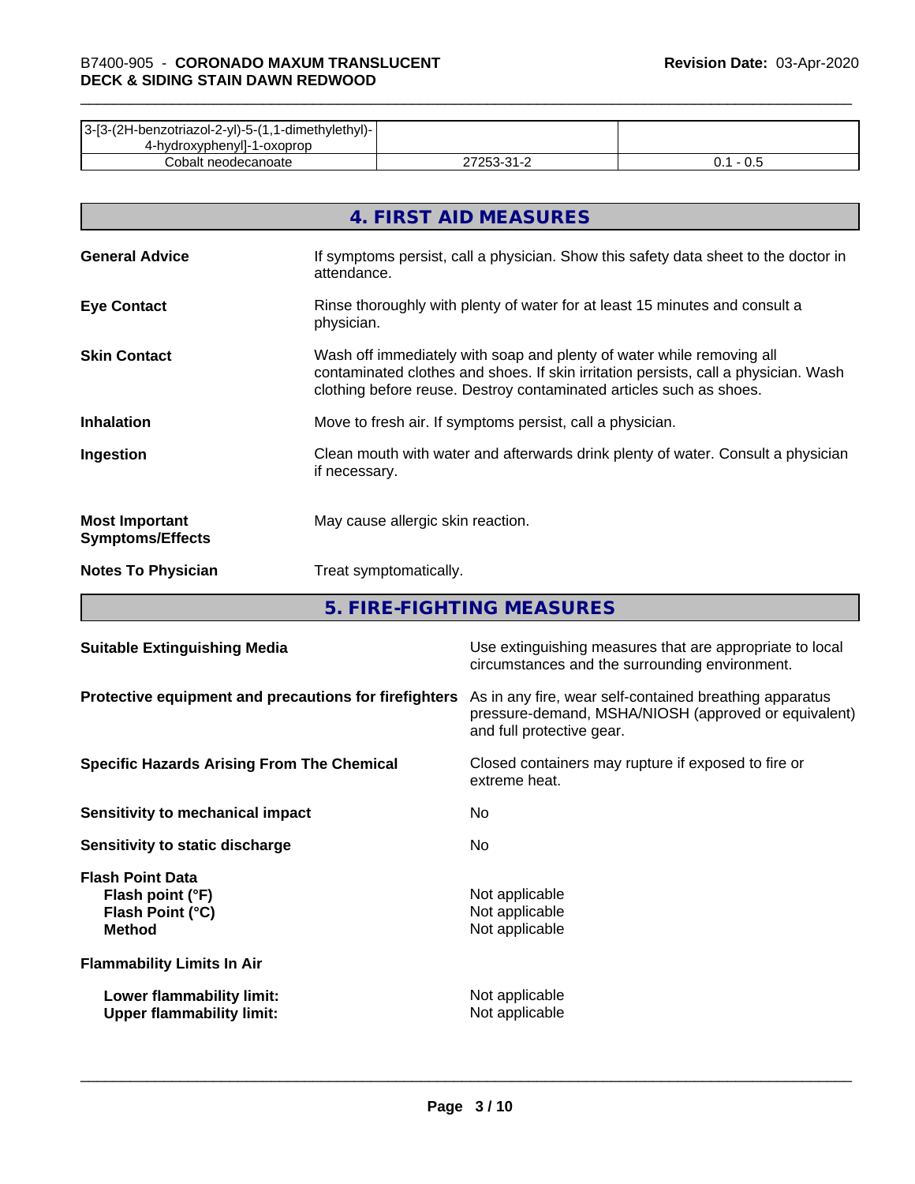| | | |
|---|---|---|
| 3-[3-(2H-benzotriazol-2-yl)-5-(1,1-dimethylethyl)-4-hydroxyphenyl]-1-oxoprop | | |
| Cobalt neodecanoate | 27253-31-2 | 0.1 - 0.5 |

## 4. FIRST AID MEASURES

**General Advice** — If symptoms persist, call a physician. Show this safety data sheet to the doctor in attendance.

**Eye Contact** — Rinse thoroughly with plenty of water for at least 15 minutes and consult a physician.

**Skin Contact** — Wash off immediately with soap and plenty of water while removing all contaminated clothes and shoes. If skin irritation persists, call a physician. Wash clothing before reuse. Destroy contaminated articles such as shoes.

**Inhalation** — Move to fresh air. If symptoms persist, call a physician.

**Ingestion** — Clean mouth with water and afterwards drink plenty of water. Consult a physician if necessary.

**Most Important Symptoms/Effects** — May cause allergic skin reaction.

**Notes To Physician** — Treat symptomatically.

## 5. FIRE-FIGHTING MEASURES

**Suitable Extinguishing Media** — Use extinguishing measures that are appropriate to local circumstances and the surrounding environment.

**Protective equipment and precautions for firefighters** — As in any fire, wear self-contained breathing apparatus pressure-demand, MSHA/NIOSH (approved or equivalent) and full protective gear.

**Specific Hazards Arising From The Chemical** — Closed containers may rupture if exposed to fire or extreme heat.

**Sensitivity to mechanical impact** — No

**Sensitivity to static discharge** — No

**Flash Point Data**
- **Flash point (°F)** — Not applicable
- **Flash Point (°C)** — Not applicable
- **Method** — Not applicable

**Flammability Limits In Air**
- **Lower flammability limit:** — Not applicable
- **Upper flammability limit:** — Not applicable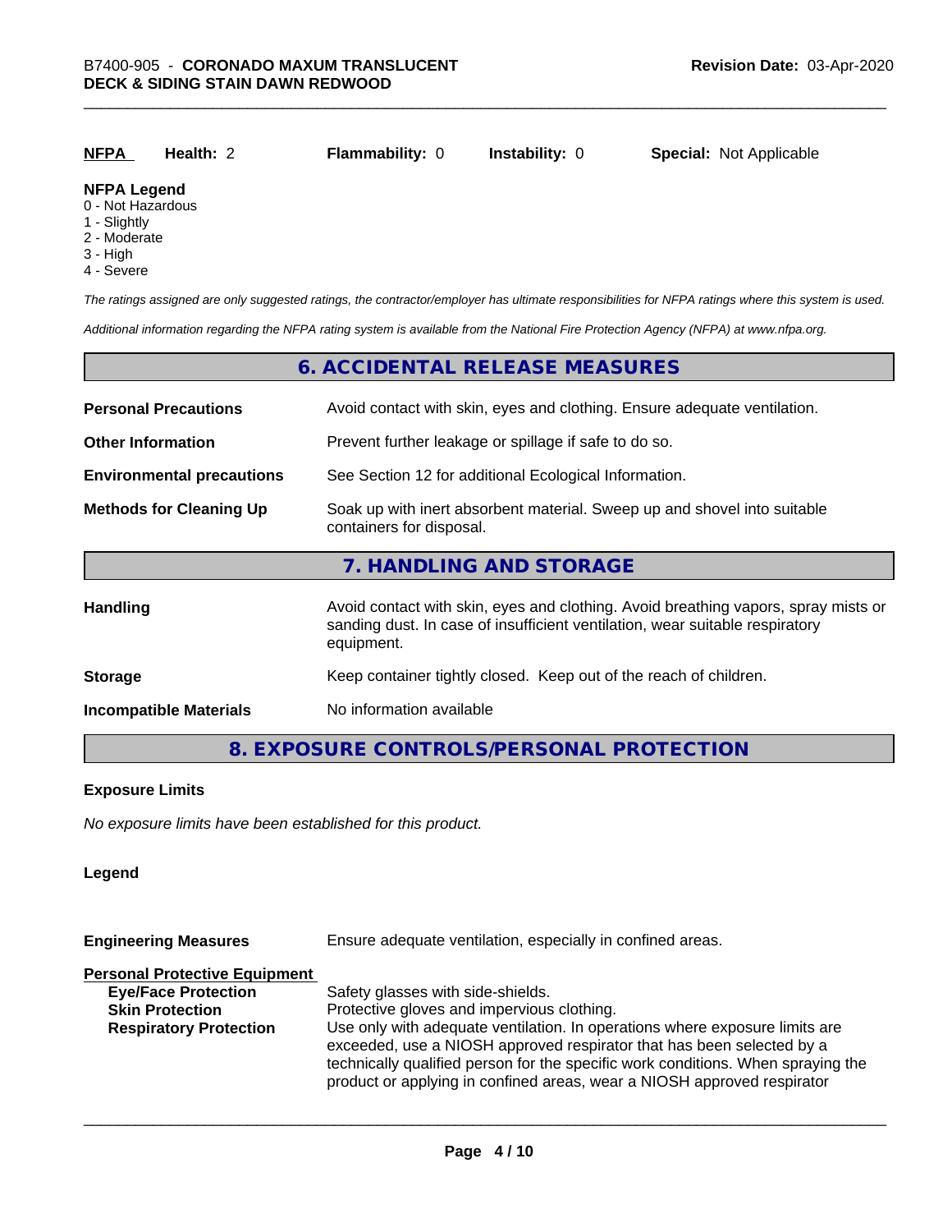| NFPA | Health: 2 | Flammability: 0 | Instability: 0 | Special: Not Applicable |
|---|---|---|---|---|

**NFPA Legend**
0 - Not Hazardous
1 - Slightly
2 - Moderate
3 - High
4 - Severe

*The ratings assigned are only suggested ratings, the contractor/employer has ultimate responsibilities for NFPA ratings where this system is used.*

*Additional information regarding the NFPA rating system is available from the National Fire Protection Agency (NFPA) at www.nfpa.org.*

## 6. ACCIDENTAL RELEASE MEASURES

| | |
|---|---|
| **Personal Precautions** | Avoid contact with skin, eyes and clothing. Ensure adequate ventilation. |
| **Other Information** | Prevent further leakage or spillage if safe to do so. |
| **Environmental precautions** | See Section 12 for additional Ecological Information. |
| **Methods for Cleaning Up** | Soak up with inert absorbent material. Sweep up and shovel into suitable containers for disposal. |

## 7. HANDLING AND STORAGE

| | |
|---|---|
| **Handling** | Avoid contact with skin, eyes and clothing. Avoid breathing vapors, spray mists or sanding dust. In case of insufficient ventilation, wear suitable respiratory equipment. |
| **Storage** | Keep container tightly closed. Keep out of the reach of children. |
| **Incompatible Materials** | No information available |

## 8. EXPOSURE CONTROLS/PERSONAL PROTECTION

**Exposure Limits**

*No exposure limits have been established for this product.*

**Legend**

| | |
|---|---|
| **Engineering Measures** | Ensure adequate ventilation, especially in confined areas. |

**Personal Protective Equipment**

| | |
|---|---|
| **Eye/Face Protection** | Safety glasses with side-shields. |
| **Skin Protection** | Protective gloves and impervious clothing. |
| **Respiratory Protection** | Use only with adequate ventilation. In operations where exposure limits are exceeded, use a NIOSH approved respirator that has been selected by a technically qualified person for the specific work conditions. When spraying the product or applying in confined areas, wear a NIOSH approved respirator |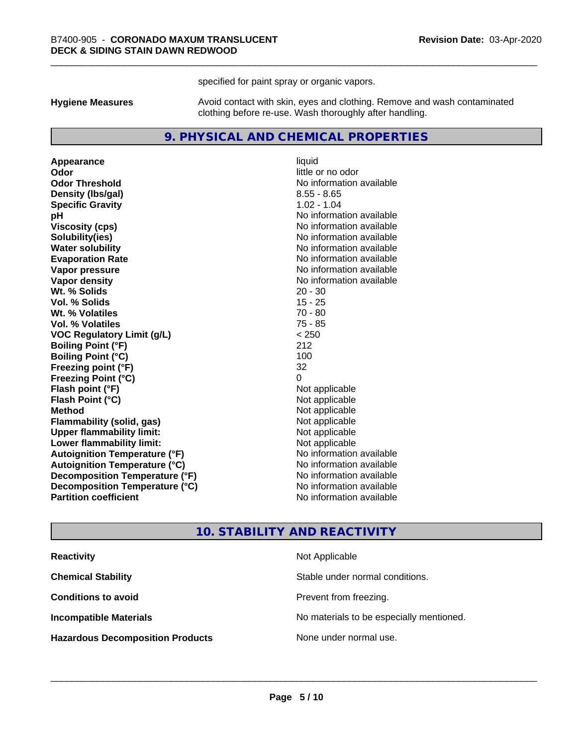specified for paint spray or organic vapors.

**Hygiene Measures** Avoid contact with skin, eyes and clothing. Remove and wash contaminated clothing before re-use. Wash thoroughly after handling.

## 9. PHYSICAL AND CHEMICAL PROPERTIES

| | |
|---|---|
| **Appearance** | liquid |
| **Odor** | little or no odor |
| **Odor Threshold** | No information available |
| **Density (lbs/gal)** | 8.55 - 8.65 |
| **Specific Gravity** | 1.02 - 1.04 |
| **pH** | No information available |
| **Viscosity (cps)** | No information available |
| **Solubility(ies)** | No information available |
| **Water solubility** | No information available |
| **Evaporation Rate** | No information available |
| **Vapor pressure** | No information available |
| **Vapor density** | No information available |
| **Wt. % Solids** | 20 - 30 |
| **Vol. % Solids** | 15 - 25 |
| **Wt. % Volatiles** | 70 - 80 |
| **Vol. % Volatiles** | 75 - 85 |
| **VOC Regulatory Limit (g/L)** | < 250 |
| **Boiling Point (°F)** | 212 |
| **Boiling Point (°C)** | 100 |
| **Freezing point (°F)** | 32 |
| **Freezing Point (°C)** | 0 |
| **Flash point (°F)** | Not applicable |
| **Flash Point (°C)** | Not applicable |
| **Method** | Not applicable |
| **Flammability (solid, gas)** | Not applicable |
| **Upper flammability limit:** | Not applicable |
| **Lower flammability limit:** | Not applicable |
| **Autoignition Temperature (°F)** | No information available |
| **Autoignition Temperature (°C)** | No information available |
| **Decomposition Temperature (°F)** | No information available |
| **Decomposition Temperature (°C)** | No information available |
| **Partition coefficient** | No information available |

## 10. STABILITY AND REACTIVITY

| | |
|---|---|
| **Reactivity** | Not Applicable |
| **Chemical Stability** | Stable under normal conditions. |
| **Conditions to avoid** | Prevent from freezing. |
| **Incompatible Materials** | No materials to be especially mentioned. |
| **Hazardous Decomposition Products** | None under normal use. |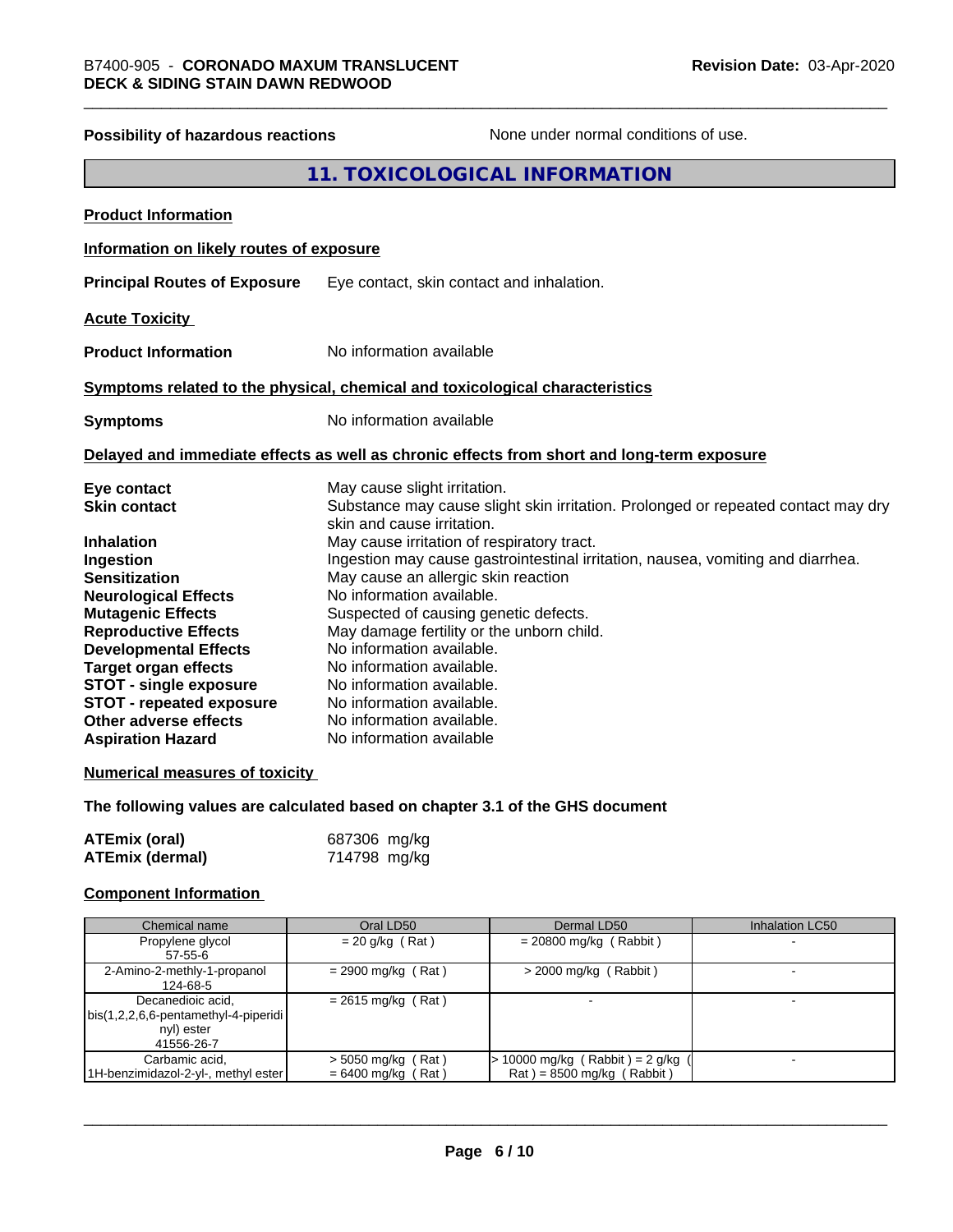**Possibility of hazardous reactions** None under normal conditions of use.

## 11. TOXICOLOGICAL INFORMATION

**Product Information**

**Information on likely routes of exposure**

**Principal Routes of Exposure** Eye contact, skin contact and inhalation.

**Acute Toxicity**

**Product Information** No information available

**Symptoms related to the physical, chemical and toxicological characteristics**

**Symptoms** No information available

**Delayed and immediate effects as well as chronic effects from short and long-term exposure**

**Eye contact** May cause slight irritation.
**Skin contact** Substance may cause slight skin irritation. Prolonged or repeated contact may dry skin and cause irritation.
**Inhalation** May cause irritation of respiratory tract.
**Ingestion** Ingestion may cause gastrointestinal irritation, nausea, vomiting and diarrhea.
**Sensitization** May cause an allergic skin reaction
**Neurological Effects** No information available.
**Mutagenic Effects** Suspected of causing genetic defects.
**Reproductive Effects** May damage fertility or the unborn child.
**Developmental Effects** No information available.
**Target organ effects** No information available.
**STOT - single exposure** No information available.
**STOT - repeated exposure** No information available.
**Other adverse effects** No information available.
**Aspiration Hazard** No information available

**Numerical measures of toxicity**

**The following values are calculated based on chapter 3.1 of the GHS document**

**ATEmix (oral)** 687306 mg/kg
**ATEmix (dermal)** 714798 mg/kg

**Component Information**

| Chemical name | Oral LD50 | Dermal LD50 | Inhalation LC50 |
|---|---|---|---|
| Propylene glycol<br>57-55-6 | = 20 g/kg ( Rat ) | = 20800 mg/kg ( Rabbit ) | - |
| 2-Amino-2-methly-1-propanol<br>124-68-5 | = 2900 mg/kg ( Rat ) | > 2000 mg/kg ( Rabbit ) | - |
| Decanedioic acid, bis(1,2,2,6,6-pentamethyl-4-piperidinyl) ester<br>41556-26-7 | = 2615 mg/kg ( Rat ) | - | - |
| Carbamic acid, 1H-benzimidazol-2-yl-, methyl ester | > 5050 mg/kg ( Rat )<br>= 6400 mg/kg ( Rat ) | > 10000 mg/kg ( Rabbit ) = 2 g/kg ( Rat ) = 8500 mg/kg ( Rabbit ) | - |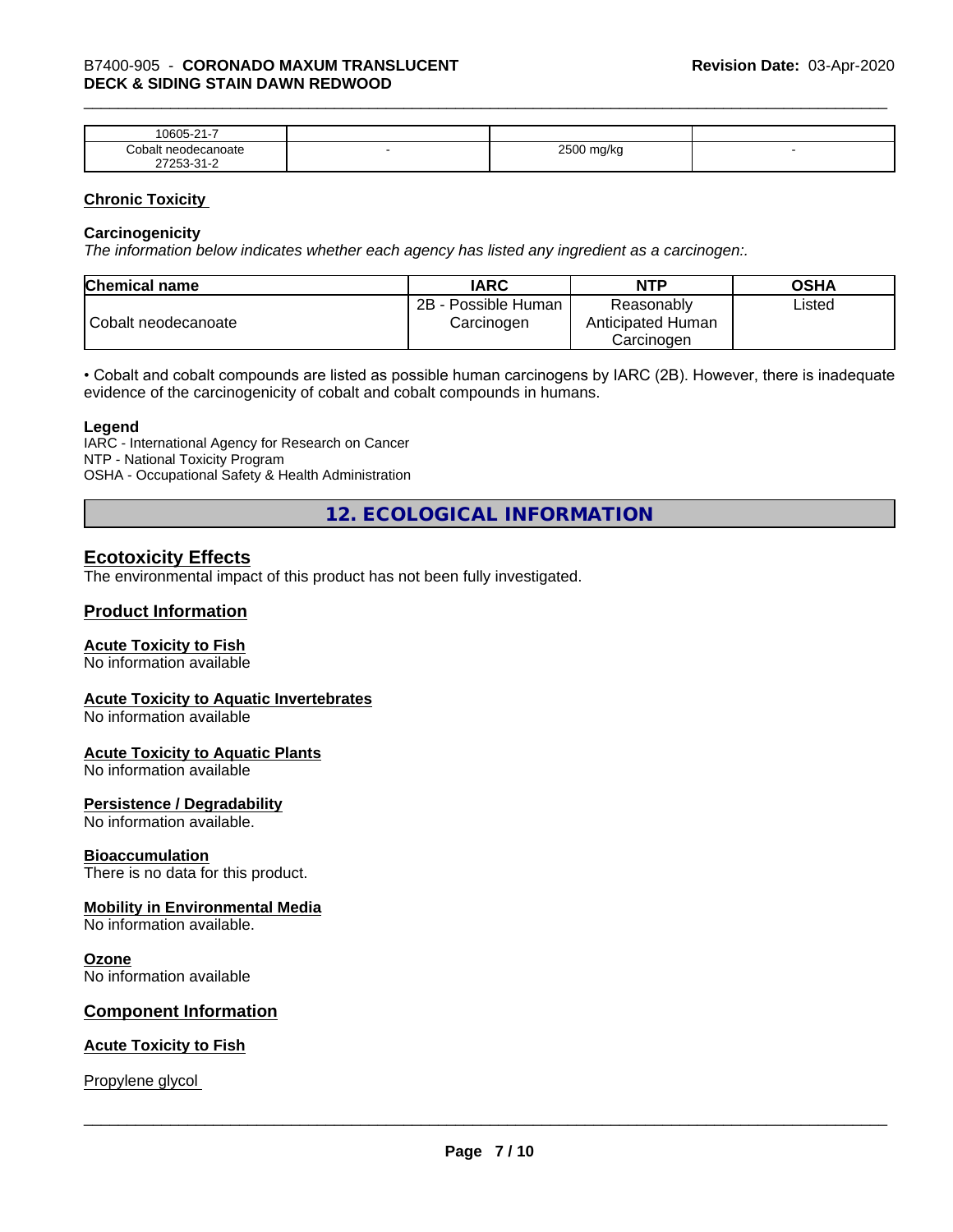| 10605-21-7 | | | |
|---|---|---|---|
| Cobalt neodecanoate 27253-31-2 | - | 2500 mg/kg | - |

## Chronic Toxicity

**Carcinogenicity**

*The information below indicates whether each agency has listed any ingredient as a carcinogen:.*

| Chemical name | IARC | NTP | OSHA |
|---|---|---|---|
| Cobalt neodecanoate | 2B - Possible Human Carcinogen | Reasonably Anticipated Human Carcinogen | Listed |

• Cobalt and cobalt compounds are listed as possible human carcinogens by IARC (2B). However, there is inadequate evidence of the carcinogenicity of cobalt and cobalt compounds in humans.

**Legend**

IARC - International Agency for Research on Cancer
NTP - National Toxicity Program
OSHA - Occupational Safety & Health Administration

# 12. ECOLOGICAL INFORMATION

## Ecotoxicity Effects

The environmental impact of this product has not been fully investigated.

## Product Information

**Acute Toxicity to Fish**
No information available

**Acute Toxicity to Aquatic Invertebrates**
No information available

**Acute Toxicity to Aquatic Plants**
No information available

**Persistence / Degradability**
No information available.

**Bioaccumulation**
There is no data for this product.

**Mobility in Environmental Media**
No information available.

**Ozone**
No information available

## Component Information

**Acute Toxicity to Fish**

Propylene glycol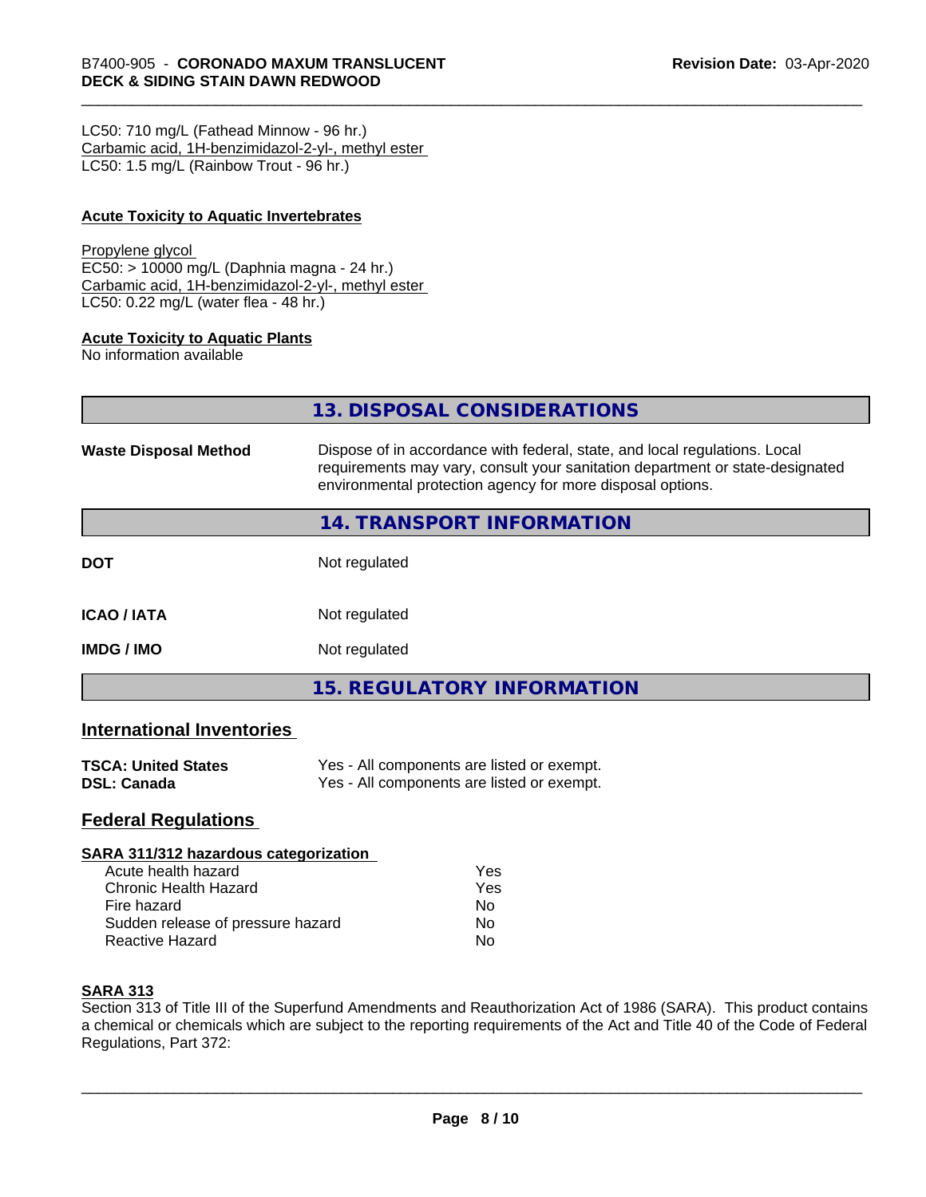LC50: 710 mg/L (Fathead Minnow - 96 hr.)
Carbamic acid, 1H-benzimidazol-2-yl-, methyl ester
LC50: 1.5 mg/L (Rainbow Trout - 96 hr.)

**Acute Toxicity to Aquatic Invertebrates**

Propylene glycol
EC50: > 10000 mg/L (Daphnia magna - 24 hr.)
Carbamic acid, 1H-benzimidazol-2-yl-, methyl ester
LC50: 0.22 mg/L (water flea - 48 hr.)

**Acute Toxicity to Aquatic Plants**
No information available

## 13. DISPOSAL CONSIDERATIONS

**Waste Disposal Method** Dispose of in accordance with federal, state, and local regulations. Local requirements may vary, consult your sanitation department or state-designated environmental protection agency for more disposal options.

## 14. TRANSPORT INFORMATION

| | |
|---|---|
| **DOT** | Not regulated |
| **ICAO / IATA** | Not regulated |
| **IMDG / IMO** | Not regulated |

## 15. REGULATORY INFORMATION

### International Inventories

| | |
|---|---|
| **TSCA: United States** | Yes - All components are listed or exempt. |
| **DSL: Canada** | Yes - All components are listed or exempt. |

### Federal Regulations

**SARA 311/312 hazardous categorization**

| | |
|---|---|
| Acute health hazard | Yes |
| Chronic Health Hazard | Yes |
| Fire hazard | No |
| Sudden release of pressure hazard | No |
| Reactive Hazard | No |

**SARA 313**
Section 313 of Title III of the Superfund Amendments and Reauthorization Act of 1986 (SARA). This product contains a chemical or chemicals which are subject to the reporting requirements of the Act and Title 40 of the Code of Federal Regulations, Part 372: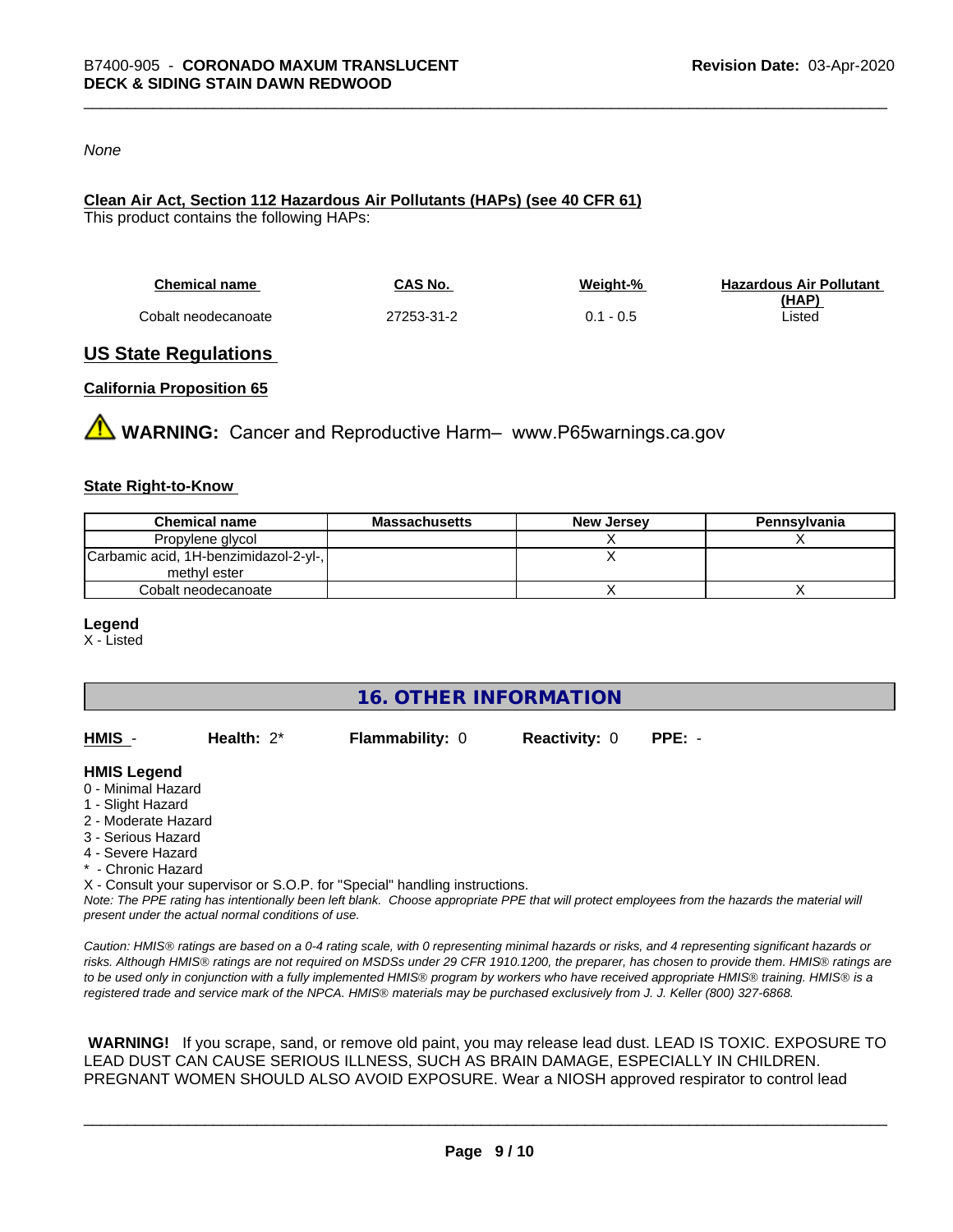*None*

**Clean Air Act, Section 112 Hazardous Air Pollutants (HAPs) (see 40 CFR 61)**

This product contains the following HAPs:

| Chemical name | CAS No. | Weight-% | Hazardous Air Pollutant (HAP) |
|---|---|---|---|
| Cobalt neodecanoate | 27253-31-2 | 0.1 - 0.5 | Listed |

## US State Regulations

**California Proposition 65**

⚠ **WARNING:** Cancer and Reproductive Harm– www.P65warnings.ca.gov

**State Right-to-Know**

| Chemical name | Massachusetts | New Jersey | Pennsylvania |
|---|---|---|---|
| Propylene glycol | | X | X |
| Carbamic acid, 1H-benzimidazol-2-yl-, methyl ester | | X | |
| Cobalt neodecanoate | | X | X |

**Legend**

X - Listed

## 16. OTHER INFORMATION

**HMIS** - **Health:** 2* **Flammability:** 0 **Reactivity:** 0 **PPE:** -

**HMIS Legend**

0 - Minimal Hazard
1 - Slight Hazard
2 - Moderate Hazard
3 - Serious Hazard
4 - Severe Hazard
* - Chronic Hazard
X - Consult your supervisor or S.O.P. for "Special" handling instructions.

*Note: The PPE rating has intentionally been left blank. Choose appropriate PPE that will protect employees from the hazards the material will present under the actual normal conditions of use.*

*Caution: HMIS® ratings are based on a 0-4 rating scale, with 0 representing minimal hazards or risks, and 4 representing significant hazards or risks. Although HMIS® ratings are not required on MSDSs under 29 CFR 1910.1200, the preparer, has chosen to provide them. HMIS® ratings are to be used only in conjunction with a fully implemented HMIS® program by workers who have received appropriate HMIS® training. HMIS® is a registered trade and service mark of the NPCA. HMIS® materials may be purchased exclusively from J. J. Keller (800) 327-6868.*

**WARNING!** If you scrape, sand, or remove old paint, you may release lead dust. LEAD IS TOXIC. EXPOSURE TO LEAD DUST CAN CAUSE SERIOUS ILLNESS, SUCH AS BRAIN DAMAGE, ESPECIALLY IN CHILDREN. PREGNANT WOMEN SHOULD ALSO AVOID EXPOSURE. Wear a NIOSH approved respirator to control lead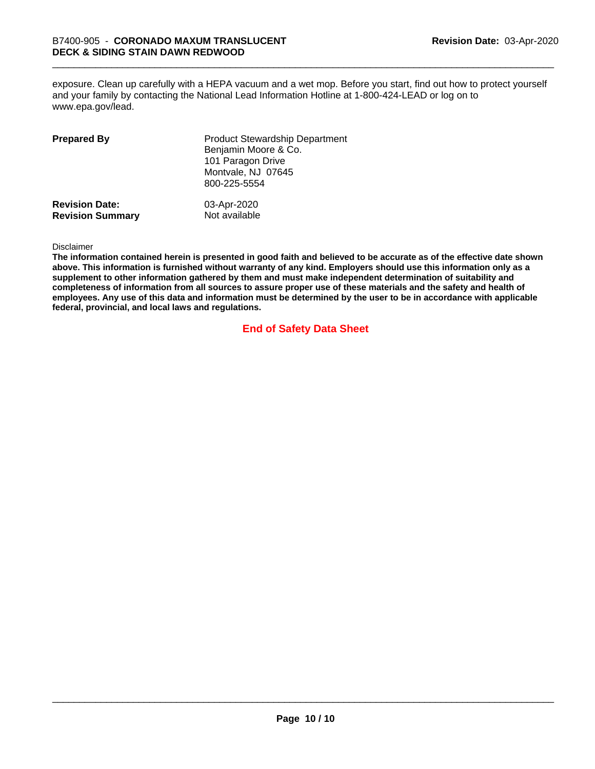exposure. Clean up carefully with a HEPA vacuum and a wet mop. Before you start, find out how to protect yourself and your family by contacting the National Lead Information Hotline at 1-800-424-LEAD or log on to www.epa.gov/lead.

| | |
|---|---|
| **Prepared By** | Product Stewardship Department<br>Benjamin Moore & Co.<br>101 Paragon Drive<br>Montvale, NJ 07645<br>800-225-5554 |
| **Revision Date:** | 03-Apr-2020 |
| **Revision Summary** | Not available |

Disclaimer

**The information contained herein is presented in good faith and believed to be accurate as of the effective date shown above. This information is furnished without warranty of any kind. Employers should use this information only as a supplement to other information gathered by them and must make independent determination of suitability and completeness of information from all sources to assure proper use of these materials and the safety and health of employees. Any use of this data and information must be determined by the user to be in accordance with applicable federal, provincial, and local laws and regulations.**

**End of Safety Data Sheet**